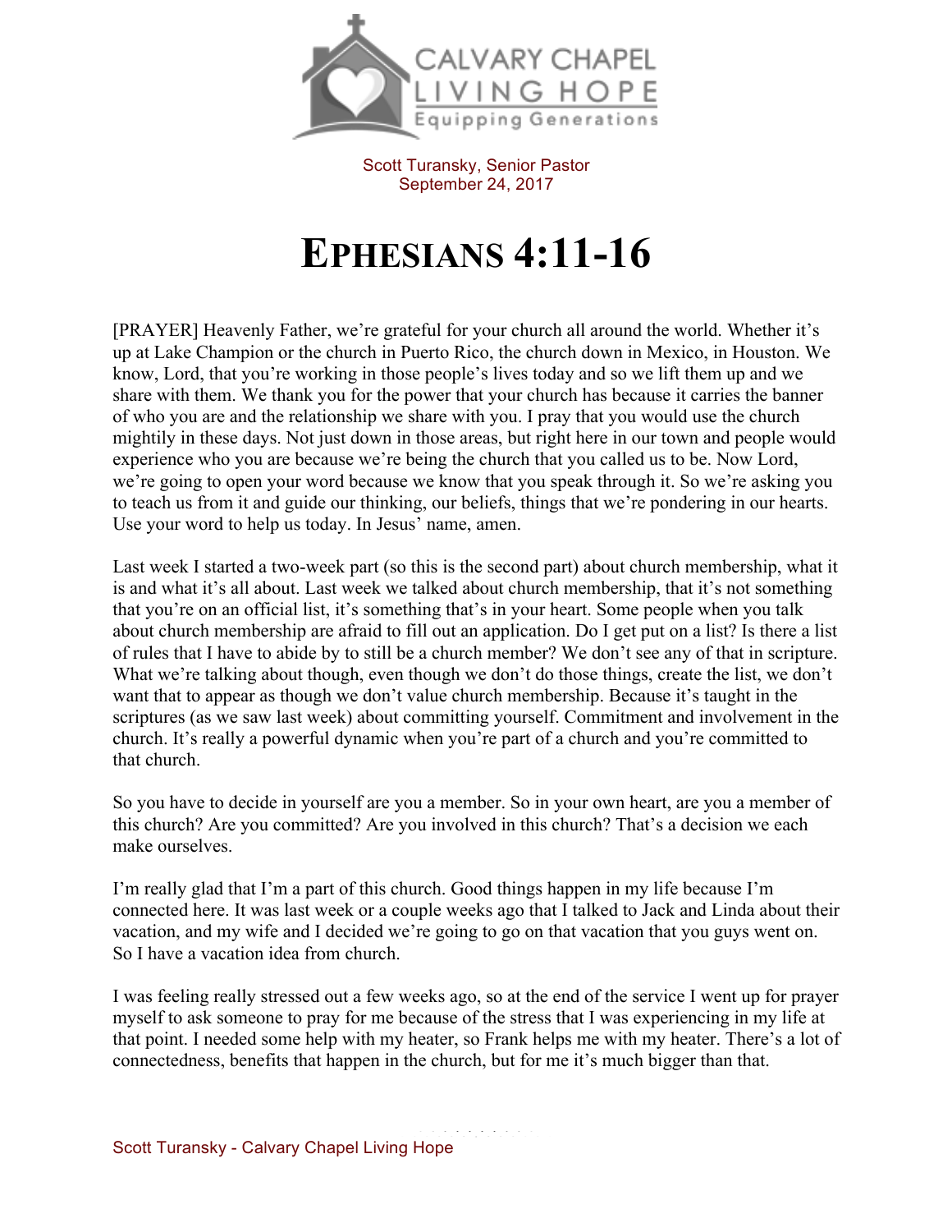Scott Turansky, Senior Pastor
September 24, 2017

# EPHESIANS 4:11-16

[PRAYER] Heavenly Father, we're grateful for your church all around the world. Whether it's up at Lake Champion or the church in Puerto Rico, the church down in Mexico, in Houston. We know, Lord, that you're working in those people's lives today and so we lift them up and we share with them. We thank you for the power that your church has because it carries the banner of who you are and the relationship we share with you. I pray that you would use the church mightily in these days. Not just down in those areas, but right here in our town and people would experience who you are because we're being the church that you called us to be. Now Lord, we're going to open your word because we know that you speak through it. So we're asking you to teach us from it and guide our thinking, our beliefs, things that we're pondering in our hearts. Use your word to help us today. In Jesus' name, amen.

Last week I started a two-week part (so this is the second part) about church membership, what it is and what it's all about. Last week we talked about church membership, that it's not something that you're on an official list, it's something that's in your heart. Some people when you talk about church membership are afraid to fill out an application. Do I get put on a list? Is there a list of rules that I have to abide by to still be a church member? We don't see any of that in scripture. What we're talking about though, even though we don't do those things, create the list, we don't want that to appear as though we don't value church membership. Because it's taught in the scriptures (as we saw last week) about committing yourself. Commitment and involvement in the church. It's really a powerful dynamic when you're part of a church and you're committed to that church.

So you have to decide in yourself are you a member. So in your own heart, are you a member of this church? Are you committed? Are you involved in this church? That's a decision we each make ourselves.

I'm really glad that I'm a part of this church. Good things happen in my life because I'm connected here. It was last week or a couple weeks ago that I talked to Jack and Linda about their vacation, and my wife and I decided we're going to go on that vacation that you guys went on. So I have a vacation idea from church.

I was feeling really stressed out a few weeks ago, so at the end of the service I went up for prayer myself to ask someone to pray for me because of the stress that I was experiencing in my life at that point. I needed some help with my heater, so Frank helps me with my heater. There's a lot of connectedness, benefits that happen in the church, but for me it's much bigger than that.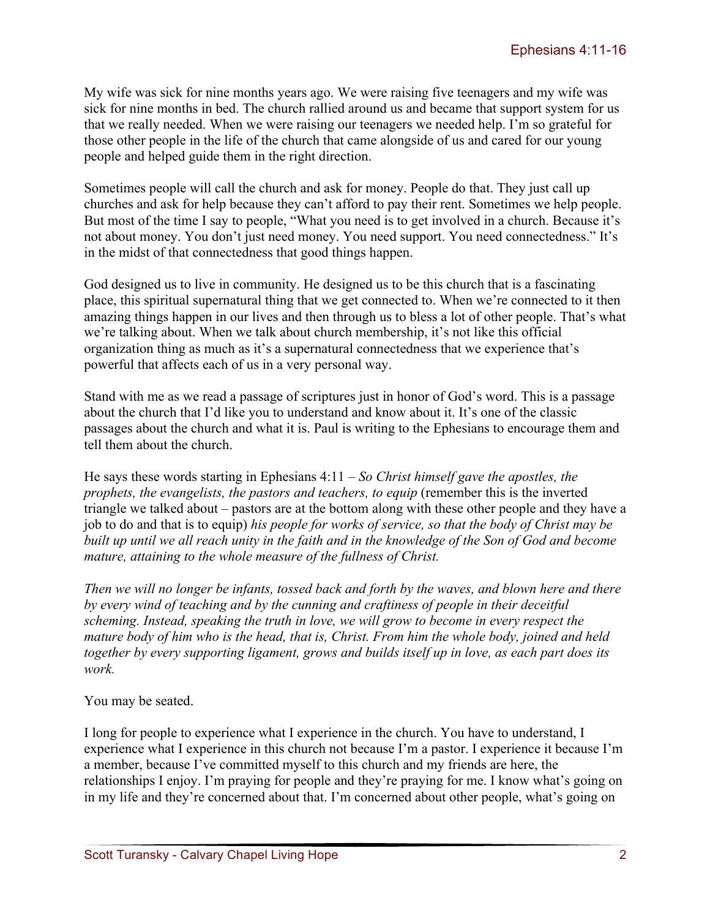My wife was sick for nine months years ago. We were raising five teenagers and my wife was sick for nine months in bed. The church rallied around us and became that support system for us that we really needed. When we were raising our teenagers we needed help. I'm so grateful for those other people in the life of the church that came alongside of us and cared for our young people and helped guide them in the right direction.

Sometimes people will call the church and ask for money. People do that. They just call up churches and ask for help because they can't afford to pay their rent. Sometimes we help people. But most of the time I say to people, "What you need is to get involved in a church. Because it's not about money. You don't just need money. You need support. You need connectedness." It's in the midst of that connectedness that good things happen.

God designed us to live in community. He designed us to be this church that is a fascinating place, this spiritual supernatural thing that we get connected to. When we're connected to it then amazing things happen in our lives and then through us to bless a lot of other people. That's what we're talking about. When we talk about church membership, it's not like this official organization thing as much as it's a supernatural connectedness that we experience that's powerful that affects each of us in a very personal way.

Stand with me as we read a passage of scriptures just in honor of God's word. This is a passage about the church that I'd like you to understand and know about it. It's one of the classic passages about the church and what it is. Paul is writing to the Ephesians to encourage them and tell them about the church.

He says these words starting in Ephesians 4:11 – *So Christ himself gave the apostles, the prophets, the evangelists, the pastors and teachers, to equip* (remember this is the inverted triangle we talked about – pastors are at the bottom along with these other people and they have a job to do and that is to equip) *his people for works of service, so that the body of Christ may be built up until we all reach unity in the faith and in the knowledge of the Son of God and become mature, attaining to the whole measure of the fullness of Christ.*

*Then we will no longer be infants, tossed back and forth by the waves, and blown here and there by every wind of teaching and by the cunning and craftiness of people in their deceitful scheming. Instead, speaking the truth in love, we will grow to become in every respect the mature body of him who is the head, that is, Christ. From him the whole body, joined and held together by every supporting ligament, grows and builds itself up in love, as each part does its work.*

You may be seated.

I long for people to experience what I experience in the church. You have to understand, I experience what I experience in this church not because I'm a pastor. I experience it because I'm a member, because I've committed myself to this church and my friends are here, the relationships I enjoy. I'm praying for people and they're praying for me. I know what's going on in my life and they're concerned about that. I'm concerned about other people, what's going on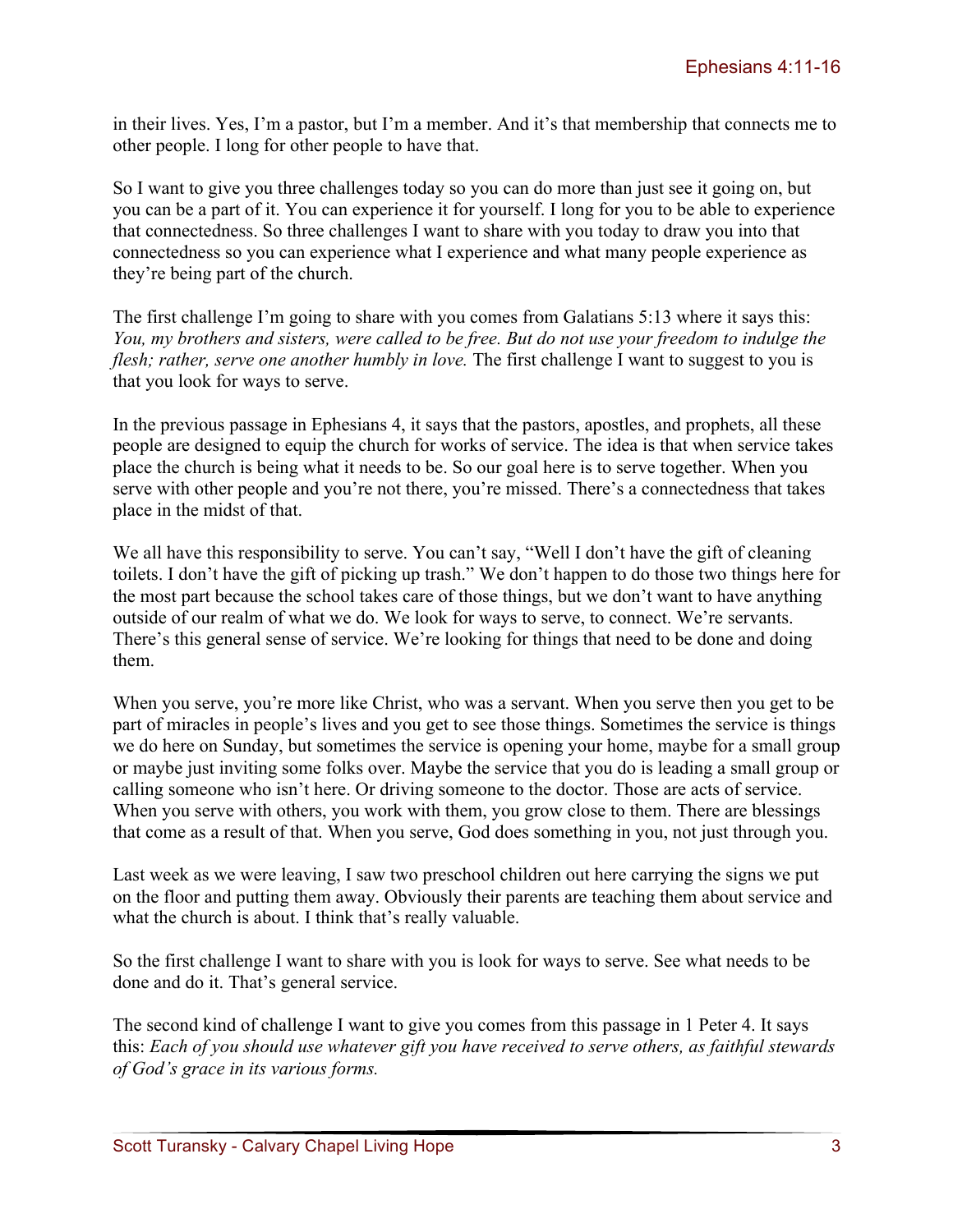in their lives. Yes, I'm a pastor, but I'm a member. And it's that membership that connects me to other people. I long for other people to have that.

So I want to give you three challenges today so you can do more than just see it going on, but you can be a part of it. You can experience it for yourself. I long for you to be able to experience that connectedness. So three challenges I want to share with you today to draw you into that connectedness so you can experience what I experience and what many people experience as they're being part of the church.

The first challenge I'm going to share with you comes from Galatians 5:13 where it says this: *You, my brothers and sisters, were called to be free. But do not use your freedom to indulge the flesh; rather, serve one another humbly in love.* The first challenge I want to suggest to you is that you look for ways to serve.

In the previous passage in Ephesians 4, it says that the pastors, apostles, and prophets, all these people are designed to equip the church for works of service. The idea is that when service takes place the church is being what it needs to be. So our goal here is to serve together. When you serve with other people and you're not there, you're missed. There's a connectedness that takes place in the midst of that.

We all have this responsibility to serve. You can't say, "Well I don't have the gift of cleaning toilets. I don't have the gift of picking up trash." We don't happen to do those two things here for the most part because the school takes care of those things, but we don't want to have anything outside of our realm of what we do. We look for ways to serve, to connect. We're servants. There's this general sense of service. We're looking for things that need to be done and doing them.

When you serve, you're more like Christ, who was a servant. When you serve then you get to be part of miracles in people's lives and you get to see those things. Sometimes the service is things we do here on Sunday, but sometimes the service is opening your home, maybe for a small group or maybe just inviting some folks over. Maybe the service that you do is leading a small group or calling someone who isn't here. Or driving someone to the doctor. Those are acts of service. When you serve with others, you work with them, you grow close to them. There are blessings that come as a result of that. When you serve, God does something in you, not just through you.

Last week as we were leaving, I saw two preschool children out here carrying the signs we put on the floor and putting them away. Obviously their parents are teaching them about service and what the church is about. I think that's really valuable.

So the first challenge I want to share with you is look for ways to serve. See what needs to be done and do it. That's general service.

The second kind of challenge I want to give you comes from this passage in 1 Peter 4. It says this: *Each of you should use whatever gift you have received to serve others, as faithful stewards of God's grace in its various forms.*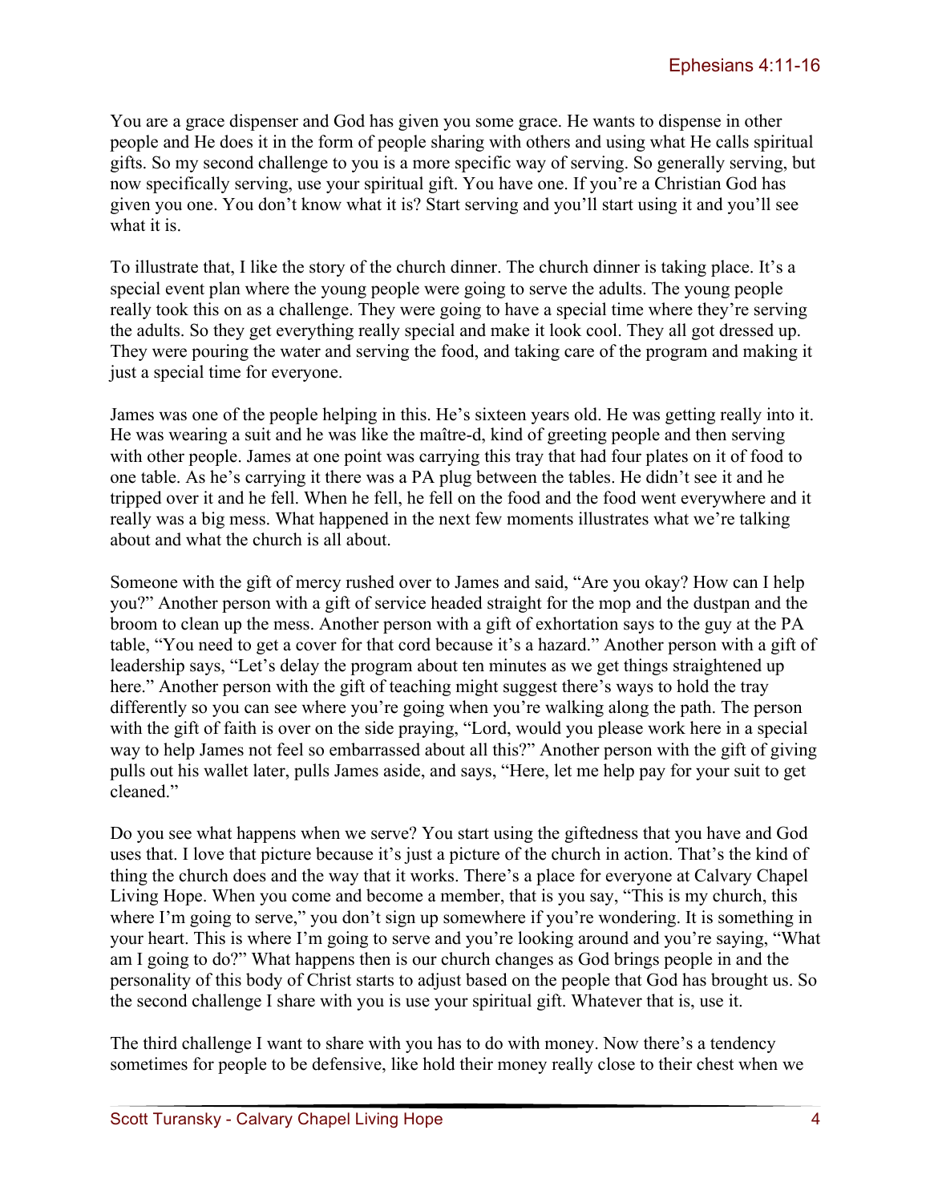You are a grace dispenser and God has given you some grace. He wants to dispense in other people and He does it in the form of people sharing with others and using what He calls spiritual gifts. So my second challenge to you is a more specific way of serving. So generally serving, but now specifically serving, use your spiritual gift. You have one. If you're a Christian God has given you one. You don't know what it is? Start serving and you'll start using it and you'll see what it is.

To illustrate that, I like the story of the church dinner. The church dinner is taking place. It's a special event plan where the young people were going to serve the adults. The young people really took this on as a challenge. They were going to have a special time where they're serving the adults. So they get everything really special and make it look cool. They all got dressed up. They were pouring the water and serving the food, and taking care of the program and making it just a special time for everyone.

James was one of the people helping in this. He's sixteen years old. He was getting really into it. He was wearing a suit and he was like the maître-d, kind of greeting people and then serving with other people. James at one point was carrying this tray that had four plates on it of food to one table. As he's carrying it there was a PA plug between the tables. He didn't see it and he tripped over it and he fell. When he fell, he fell on the food and the food went everywhere and it really was a big mess. What happened in the next few moments illustrates what we're talking about and what the church is all about.

Someone with the gift of mercy rushed over to James and said, "Are you okay? How can I help you?" Another person with a gift of service headed straight for the mop and the dustpan and the broom to clean up the mess. Another person with a gift of exhortation says to the guy at the PA table, "You need to get a cover for that cord because it's a hazard." Another person with a gift of leadership says, "Let's delay the program about ten minutes as we get things straightened up here." Another person with the gift of teaching might suggest there's ways to hold the tray differently so you can see where you're going when you're walking along the path. The person with the gift of faith is over on the side praying, "Lord, would you please work here in a special way to help James not feel so embarrassed about all this?" Another person with the gift of giving pulls out his wallet later, pulls James aside, and says, "Here, let me help pay for your suit to get cleaned."

Do you see what happens when we serve? You start using the giftedness that you have and God uses that. I love that picture because it's just a picture of the church in action. That's the kind of thing the church does and the way that it works. There's a place for everyone at Calvary Chapel Living Hope. When you come and become a member, that is you say, "This is my church, this where I'm going to serve," you don't sign up somewhere if you're wondering. It is something in your heart. This is where I'm going to serve and you're looking around and you're saying, "What am I going to do?" What happens then is our church changes as God brings people in and the personality of this body of Christ starts to adjust based on the people that God has brought us. So the second challenge I share with you is use your spiritual gift. Whatever that is, use it.

The third challenge I want to share with you has to do with money. Now there's a tendency sometimes for people to be defensive, like hold their money really close to their chest when we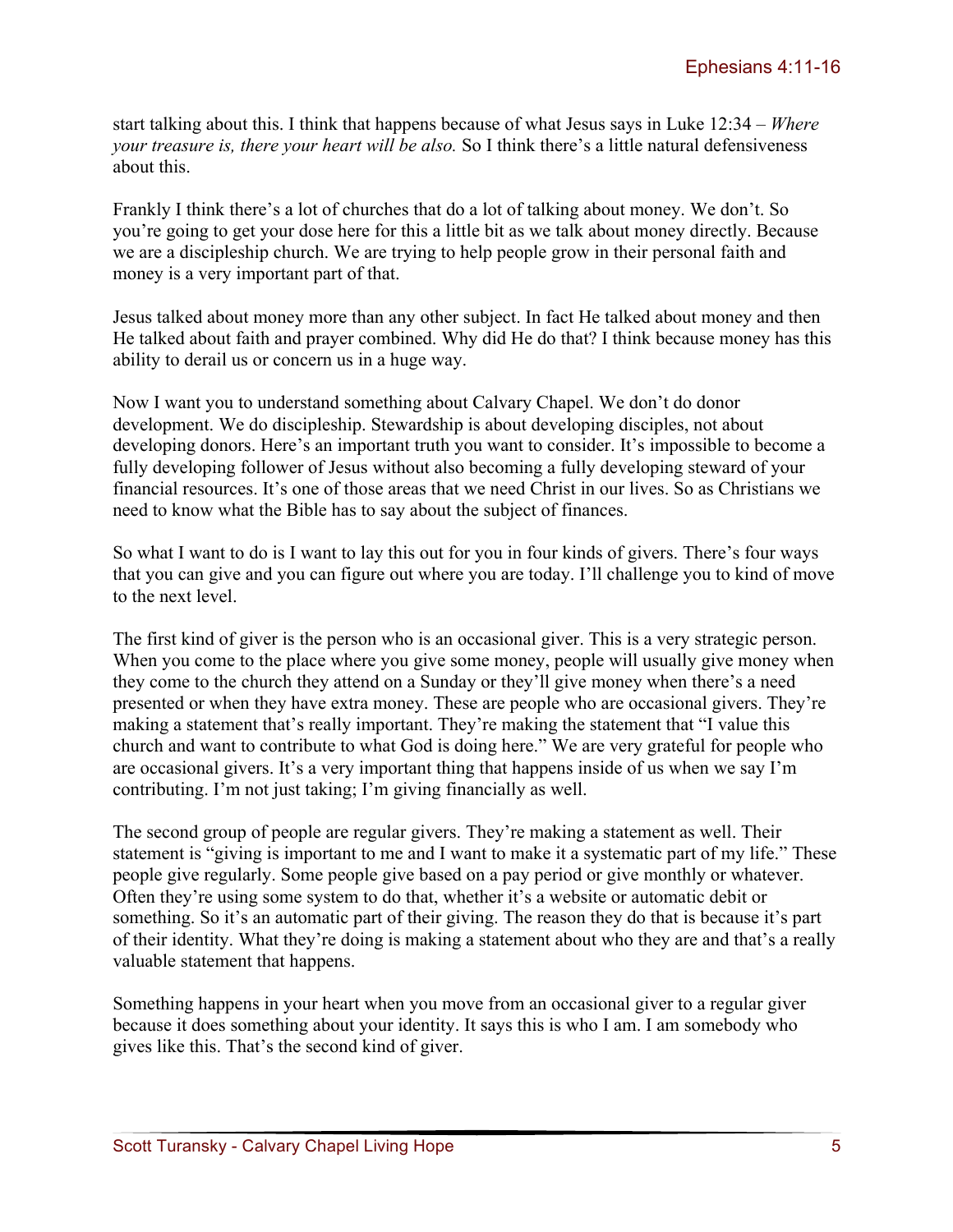start talking about this. I think that happens because of what Jesus says in Luke 12:34 – *Where your treasure is, there your heart will be also.* So I think there's a little natural defensiveness about this.

Frankly I think there's a lot of churches that do a lot of talking about money. We don't. So you're going to get your dose here for this a little bit as we talk about money directly. Because we are a discipleship church. We are trying to help people grow in their personal faith and money is a very important part of that.

Jesus talked about money more than any other subject. In fact He talked about money and then He talked about faith and prayer combined. Why did He do that? I think because money has this ability to derail us or concern us in a huge way.

Now I want you to understand something about Calvary Chapel. We don't do donor development. We do discipleship. Stewardship is about developing disciples, not about developing donors. Here's an important truth you want to consider. It's impossible to become a fully developing follower of Jesus without also becoming a fully developing steward of your financial resources. It's one of those areas that we need Christ in our lives. So as Christians we need to know what the Bible has to say about the subject of finances.

So what I want to do is I want to lay this out for you in four kinds of givers. There's four ways that you can give and you can figure out where you are today. I'll challenge you to kind of move to the next level.

The first kind of giver is the person who is an occasional giver. This is a very strategic person. When you come to the place where you give some money, people will usually give money when they come to the church they attend on a Sunday or they'll give money when there's a need presented or when they have extra money. These are people who are occasional givers. They're making a statement that's really important. They're making the statement that "I value this church and want to contribute to what God is doing here." We are very grateful for people who are occasional givers. It's a very important thing that happens inside of us when we say I'm contributing. I'm not just taking; I'm giving financially as well.

The second group of people are regular givers. They're making a statement as well. Their statement is "giving is important to me and I want to make it a systematic part of my life." These people give regularly. Some people give based on a pay period or give monthly or whatever. Often they're using some system to do that, whether it's a website or automatic debit or something. So it's an automatic part of their giving. The reason they do that is because it's part of their identity. What they're doing is making a statement about who they are and that's a really valuable statement that happens.

Something happens in your heart when you move from an occasional giver to a regular giver because it does something about your identity. It says this is who I am. I am somebody who gives like this. That's the second kind of giver.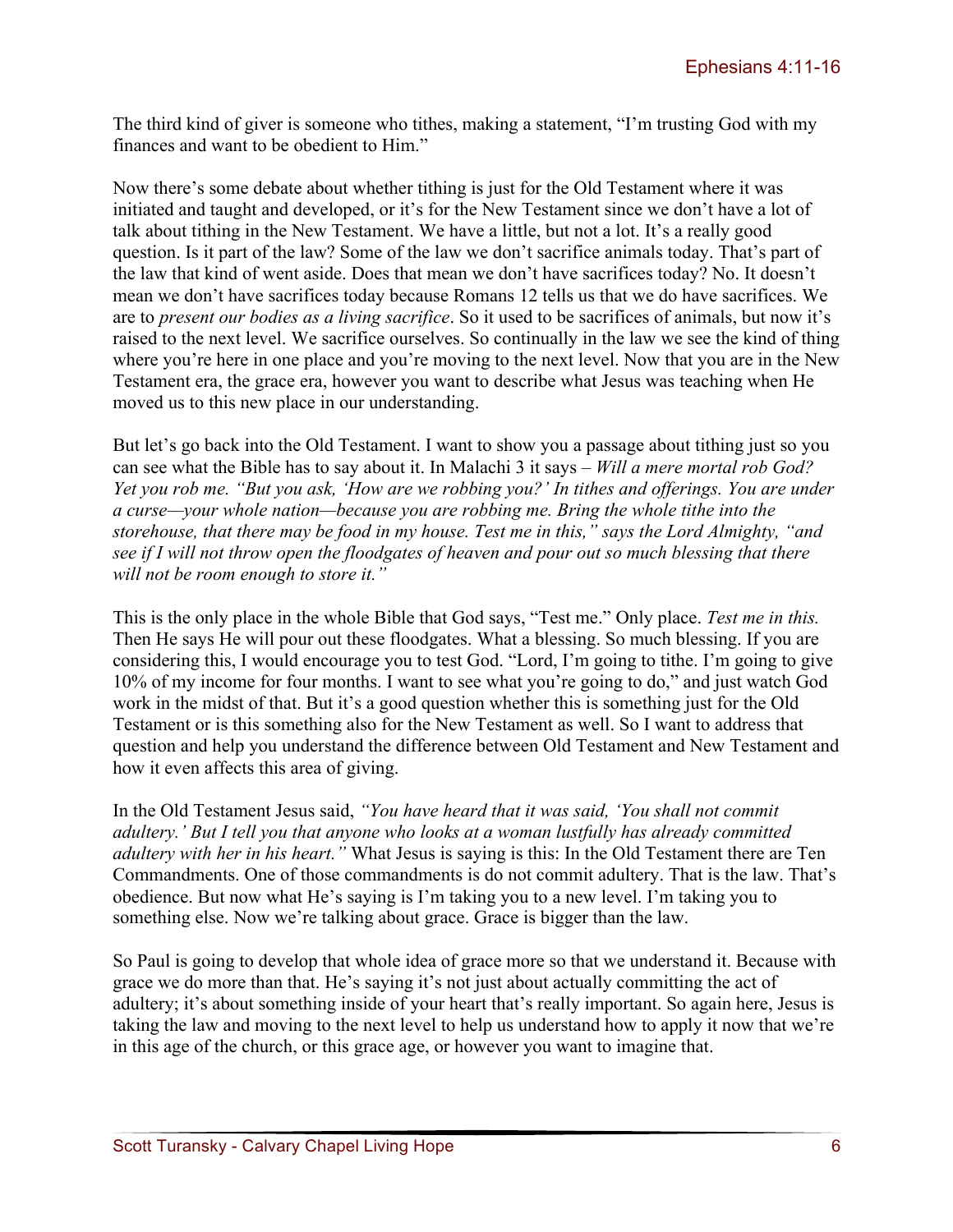The third kind of giver is someone who tithes, making a statement, "I'm trusting God with my finances and want to be obedient to Him."

Now there's some debate about whether tithing is just for the Old Testament where it was initiated and taught and developed, or it's for the New Testament since we don't have a lot of talk about tithing in the New Testament. We have a little, but not a lot. It's a really good question. Is it part of the law? Some of the law we don't sacrifice animals today. That's part of the law that kind of went aside. Does that mean we don't have sacrifices today? No. It doesn't mean we don't have sacrifices today because Romans 12 tells us that we do have sacrifices. We are to *present our bodies as a living sacrifice*. So it used to be sacrifices of animals, but now it's raised to the next level. We sacrifice ourselves. So continually in the law we see the kind of thing where you're here in one place and you're moving to the next level. Now that you are in the New Testament era, the grace era, however you want to describe what Jesus was teaching when He moved us to this new place in our understanding.

But let's go back into the Old Testament. I want to show you a passage about tithing just so you can see what the Bible has to say about it. In Malachi 3 it says – *Will a mere mortal rob God? Yet you rob me. "But you ask, 'How are we robbing you?' In tithes and offerings. You are under a curse—your whole nation—because you are robbing me. Bring the whole tithe into the storehouse, that there may be food in my house. Test me in this," says the Lord Almighty, "and see if I will not throw open the floodgates of heaven and pour out so much blessing that there will not be room enough to store it."*

This is the only place in the whole Bible that God says, "Test me." Only place. *Test me in this.* Then He says He will pour out these floodgates. What a blessing. So much blessing. If you are considering this, I would encourage you to test God. "Lord, I'm going to tithe. I'm going to give 10% of my income for four months. I want to see what you're going to do," and just watch God work in the midst of that. But it's a good question whether this is something just for the Old Testament or is this something also for the New Testament as well. So I want to address that question and help you understand the difference between Old Testament and New Testament and how it even affects this area of giving.

In the Old Testament Jesus said, *"You have heard that it was said, 'You shall not commit adultery.' But I tell you that anyone who looks at a woman lustfully has already committed adultery with her in his heart."* What Jesus is saying is this: In the Old Testament there are Ten Commandments. One of those commandments is do not commit adultery. That is the law. That's obedience. But now what He's saying is I'm taking you to a new level. I'm taking you to something else. Now we're talking about grace. Grace is bigger than the law.

So Paul is going to develop that whole idea of grace more so that we understand it. Because with grace we do more than that. He's saying it's not just about actually committing the act of adultery; it's about something inside of your heart that's really important. So again here, Jesus is taking the law and moving to the next level to help us understand how to apply it now that we're in this age of the church, or this grace age, or however you want to imagine that.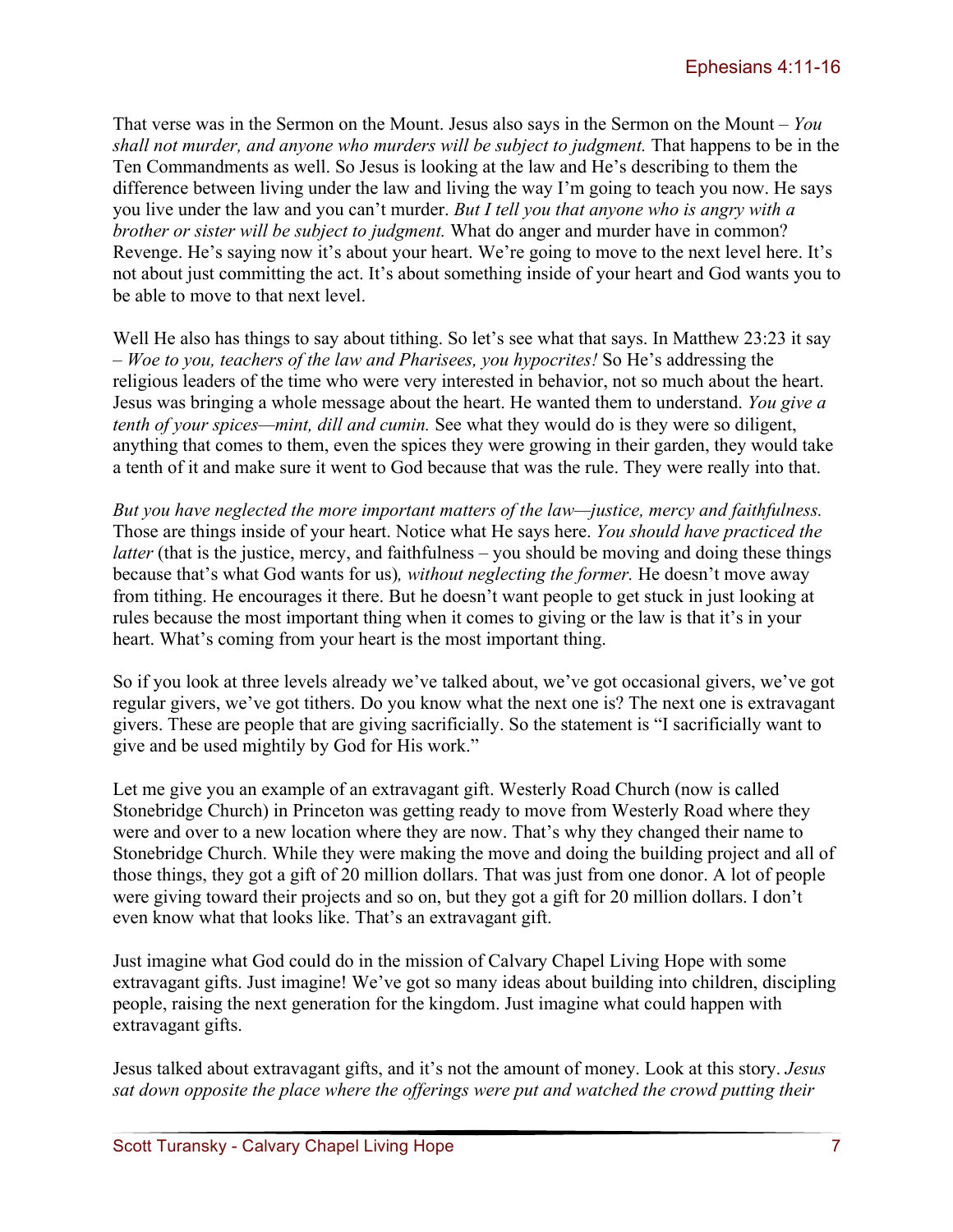That verse was in the Sermon on the Mount. Jesus also says in the Sermon on the Mount – *You shall not murder, and anyone who murders will be subject to judgment.* That happens to be in the Ten Commandments as well. So Jesus is looking at the law and He's describing to them the difference between living under the law and living the way I'm going to teach you now. He says you live under the law and you can't murder. *But I tell you that anyone who is angry with a brother or sister will be subject to judgment.* What do anger and murder have in common? Revenge. He's saying now it's about your heart. We're going to move to the next level here. It's not about just committing the act. It's about something inside of your heart and God wants you to be able to move to that next level.

Well He also has things to say about tithing. So let's see what that says. In Matthew 23:23 it say – *Woe to you, teachers of the law and Pharisees, you hypocrites!* So He's addressing the religious leaders of the time who were very interested in behavior, not so much about the heart. Jesus was bringing a whole message about the heart. He wanted them to understand. *You give a tenth of your spices—mint, dill and cumin.* See what they would do is they were so diligent, anything that comes to them, even the spices they were growing in their garden, they would take a tenth of it and make sure it went to God because that was the rule. They were really into that.

*But you have neglected the more important matters of the law—justice, mercy and faithfulness.* Those are things inside of your heart. Notice what He says here. *You should have practiced the latter* (that is the justice, mercy, and faithfulness – you should be moving and doing these things because that's what God wants for us)*, without neglecting the former.* He doesn't move away from tithing. He encourages it there. But he doesn't want people to get stuck in just looking at rules because the most important thing when it comes to giving or the law is that it's in your heart. What's coming from your heart is the most important thing.

So if you look at three levels already we've talked about, we've got occasional givers, we've got regular givers, we've got tithers. Do you know what the next one is? The next one is extravagant givers. These are people that are giving sacrificially. So the statement is "I sacrificially want to give and be used mightily by God for His work."

Let me give you an example of an extravagant gift. Westerly Road Church (now is called Stonebridge Church) in Princeton was getting ready to move from Westerly Road where they were and over to a new location where they are now. That's why they changed their name to Stonebridge Church. While they were making the move and doing the building project and all of those things, they got a gift of 20 million dollars. That was just from one donor. A lot of people were giving toward their projects and so on, but they got a gift for 20 million dollars. I don't even know what that looks like. That's an extravagant gift.

Just imagine what God could do in the mission of Calvary Chapel Living Hope with some extravagant gifts. Just imagine! We've got so many ideas about building into children, discipling people, raising the next generation for the kingdom. Just imagine what could happen with extravagant gifts.

Jesus talked about extravagant gifts, and it's not the amount of money. Look at this story. *Jesus sat down opposite the place where the offerings were put and watched the crowd putting their*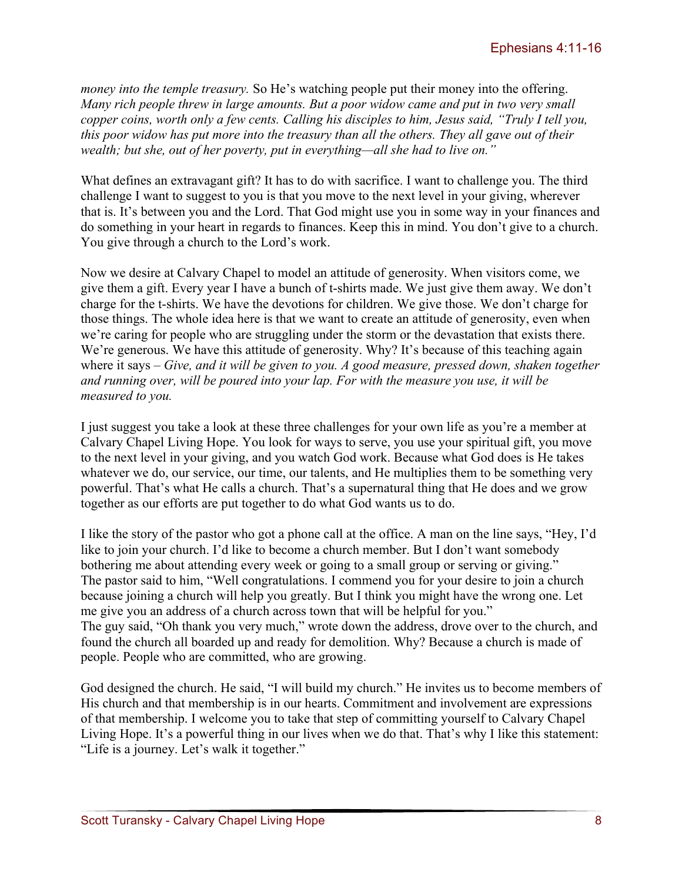*money into the temple treasury.* So He's watching people put their money into the offering. *Many rich people threw in large amounts. But a poor widow came and put in two very small copper coins, worth only a few cents. Calling his disciples to him, Jesus said, "Truly I tell you, this poor widow has put more into the treasury than all the others. They all gave out of their wealth; but she, out of her poverty, put in everything—all she had to live on."*

What defines an extravagant gift? It has to do with sacrifice. I want to challenge you. The third challenge I want to suggest to you is that you move to the next level in your giving, wherever that is. It's between you and the Lord. That God might use you in some way in your finances and do something in your heart in regards to finances. Keep this in mind. You don't give to a church. You give through a church to the Lord's work.

Now we desire at Calvary Chapel to model an attitude of generosity. When visitors come, we give them a gift. Every year I have a bunch of t-shirts made. We just give them away. We don't charge for the t-shirts. We have the devotions for children. We give those. We don't charge for those things. The whole idea here is that we want to create an attitude of generosity, even when we're caring for people who are struggling under the storm or the devastation that exists there. We're generous. We have this attitude of generosity. Why? It's because of this teaching again where it says – *Give, and it will be given to you. A good measure, pressed down, shaken together and running over, will be poured into your lap. For with the measure you use, it will be measured to you.*

I just suggest you take a look at these three challenges for your own life as you're a member at Calvary Chapel Living Hope. You look for ways to serve, you use your spiritual gift, you move to the next level in your giving, and you watch God work. Because what God does is He takes whatever we do, our service, our time, our talents, and He multiplies them to be something very powerful. That's what He calls a church. That's a supernatural thing that He does and we grow together as our efforts are put together to do what God wants us to do.

I like the story of the pastor who got a phone call at the office. A man on the line says, "Hey, I'd like to join your church. I'd like to become a church member. But I don't want somebody bothering me about attending every week or going to a small group or serving or giving." The pastor said to him, "Well congratulations. I commend you for your desire to join a church because joining a church will help you greatly. But I think you might have the wrong one. Let me give you an address of a church across town that will be helpful for you." The guy said, "Oh thank you very much," wrote down the address, drove over to the church, and found the church all boarded up and ready for demolition. Why? Because a church is made of people. People who are committed, who are growing.

God designed the church. He said, "I will build my church." He invites us to become members of His church and that membership is in our hearts. Commitment and involvement are expressions of that membership. I welcome you to take that step of committing yourself to Calvary Chapel Living Hope. It's a powerful thing in our lives when we do that. That's why I like this statement: "Life is a journey. Let's walk it together."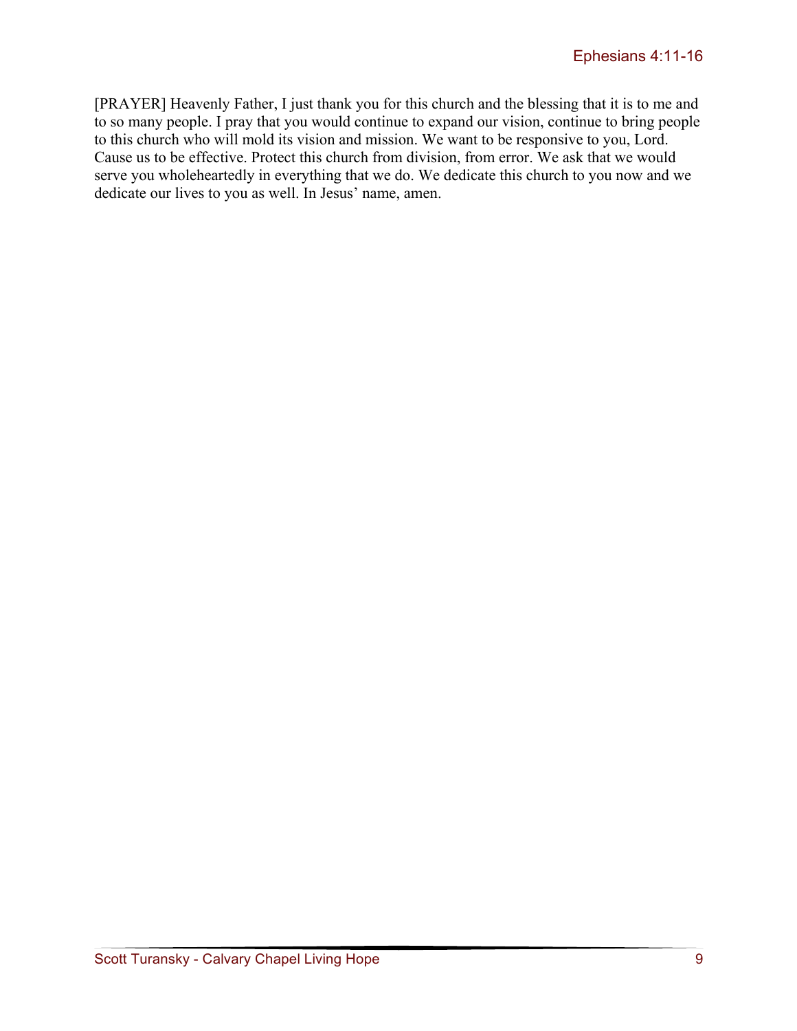[PRAYER] Heavenly Father, I just thank you for this church and the blessing that it is to me and to so many people. I pray that you would continue to expand our vision, continue to bring people to this church who will mold its vision and mission. We want to be responsive to you, Lord. Cause us to be effective. Protect this church from division, from error. We ask that we would serve you wholeheartedly in everything that we do. We dedicate this church to you now and we dedicate our lives to you as well. In Jesus' name, amen.